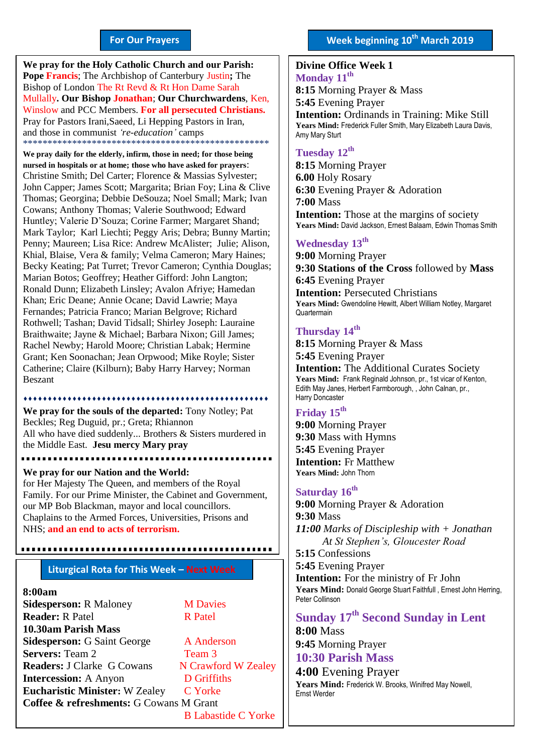## For Our Prayers

**We pray for the Holy Catholic Church and our Parish:** **Pope** **Francis**; The Archbishop of Canterbury Justin**;** The Bishop of London The Rt Revd & Rt Hon Dame Sarah Mullally**. Our Bishop** **Jonathan**; **Our Churchwardens**, Ken, Winslow and PCC Members. **For all persecuted Christians.** Pray for Pastors Irani,Saeed, Li Hepping Pastors in Iran, and those in communist *'re-education'* camps

\*\*\*\*\*\*\*\*\*\*\*\*\*\*\*\*\*\*\*\*\*\*\*\*\*\*\*\*\*\*\*\*\*\*\*\*\*\*\*\*\*\*\*\*\*\*\*\*\*\*\*\*\*\*\*\*

**We pray daily for the elderly, infirm, those in need; for those being nursed in hospitals or at home; those who have asked for prayers**: Christine Smith; Del Carter; Florence & Massias Sylvester; John Capper; James Scott; Margarita; Brian Foy; Lina & Clive Thomas; Georgina; Debbie DeSouza; Noel Small; Mark; Ivan Cowans; Anthony Thomas; Valerie Southwood; Edward Huntley; Valerie D'Souza; Corine Farmer; Margaret Shand; Mark Taylor; Karl Liechti; Peggy Aris; Debra; Bunny Martin; Penny; Maureen; Lisa Rice: Andrew McAlister; Julie; Alison, Khial, Blaise, Vera & family; Velma Cameron; Mary Haines; Becky Keating; Pat Turret; Trevor Cameron; Cynthia Douglas; Marian Botos; Geoffrey; Heather Gifford: John Langton; Ronald Dunn; Elizabeth Linsley; Avalon Afriye; Hamedan Khan; Eric Deane; Annie Ocane; David Lawrie; Maya Fernandes; Patricia Franco; Marian Belgrove; Richard Rothwell; Tashan; David Tidsall; Shirley Joseph: Lauraine Braithwaite; Jayne & Michael; Barbara Nixon; Gill James; Rachel Newby; Harold Moore; Christian Labak; Hermine Grant; Ken Soonachan; Jean Orpwood; Mike Royle; Sister Catherine; Claire (Kilburn); Baby Harry Harvey; Norman Beszant

♦♦♦♦♦♦♦♦♦♦♦♦♦♦♦♦♦♦♦♦♦♦♦♦♦♦♦♦♦♦♦♦♦♦♦♦♦♦♦♦♦♦♦♦♦♦♦

**We pray for the souls of the departed:** Tony Notley; Pat Beckles; Reg Duguid, pr.; Greta; Rhiannon
All who have died suddenly... Brothers & Sisters murdered in the Middle East. **Jesu mercy Mary pray**

**We pray for our Nation and the World:** for Her Majesty The Queen, and members of the Royal Family. For our Prime Minister, the Cabinet and Government, our MP Bob Blackman, mayor and local councillors. Chaplains to the Armed Forces, Universities, Prisons and NHS; **and an end to acts of terrorism.**

## Liturgical Rota for This Week – Next Week

**8:00am**

| | This Week | Next Week |
|---|---|---|
| **Sidesperson:** | R Maloney | M Davies |
| **Reader:** | R Patel | R Patel |

**10.30am Parish Mass**

| | This Week | Next Week |
|---|---|---|
| **Sidesperson:** | G Saint George | A Anderson |
| **Servers:** | Team 2 | Team 3 |
| **Readers:** | J Clarke G Cowans | N Crawford W Zealey |
| **Intercession:** | A Anyon | D Griffiths |
| **Eucharistic Minister:** | W Zealey | C Yorke |
| **Coffee & refreshments:** | G Cowans | M Grant, B Labastide C Yorke |

## Week beginning 10th March 2019

**Divine Office Week 1**

### Monday 11th
**8:15** Morning Prayer & Mass
**5:45** Evening Prayer
**Intention:** Ordinands in Training: Mike Still
**Years Mind:** Frederick Fuller Smith, Mary Elizabeth Laura Davis, Amy Mary Sturt

### Tuesday 12th
**8:15** Morning Prayer
**6.00** Holy Rosary
**6:30** Evening Prayer & Adoration
**7:00** Mass
**Intention:** Those at the margins of society
**Years Mind:** David Jackson, Ernest Balaam, Edwin Thomas Smith

### Wednesday 13th
**9:00** Morning Prayer
**9:30 Stations of the Cross** followed by **Mass**
**6:45** Evening Prayer
**Intention:** Persecuted Christians
**Years Mind:** Gwendoline Hewitt, Albert William Notley, Margaret Quartermain

### Thursday 14th
**8:15** Morning Prayer & Mass
**5:45** Evening Prayer
**Intention:** The Additional Curates Society
**Years Mind:** Frank Reginald Johnson, pr., 1st vicar of Kenton, Edith May Janes, Herbert Farmborough, , John Calnan, pr., Harry Doncaster

### Friday 15th
**9:00** Morning Prayer
**9:30** Mass with Hymns
**5:45** Evening Prayer
**Intention:** Fr Matthew
**Years Mind:** John Thorn

### Saturday 16th
**9:00** Morning Prayer & Adoration
**9:30** Mass
***11:00*** *Marks of Discipleship with + Jonathan At St Stephen's, Gloucester Road*
**5:15** Confessions
**5:45** Evening Prayer
**Intention:** For the ministry of Fr John
**Years Mind:** Donald George Stuart Faithfull , Ernest John Herring, Peter Collinson

### Sunday 17th Second Sunday in Lent
**8:00** Mass
**9:45** Morning Prayer
**10:30 Parish Mass**
**4:00** Evening Prayer
**Years Mind:** Frederick W. Brooks, Winifred May Nowell, Ernst Werder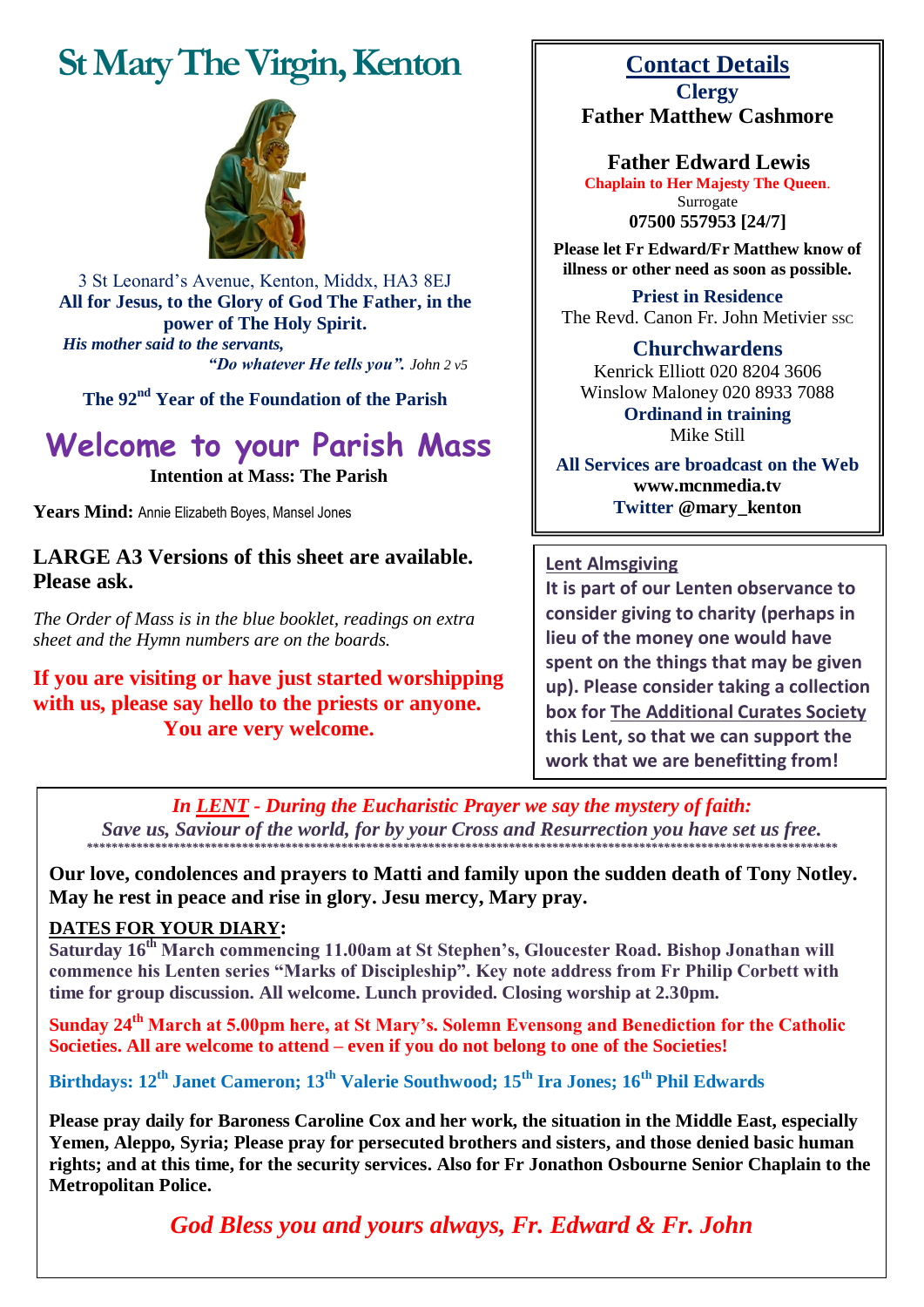# St Mary The Virgin, Kenton

3 St Leonard's Avenue, Kenton, Middx, HA3 8EJ

**All for Jesus, to the Glory of God The Father, in the power of The Holy Spirit.**

*His mother said to the servants,*
*"Do whatever He tells you". John 2 v5*

**The 92nd Year of the Foundation of the Parish**

## Welcome to your Parish Mass

**Intention at Mass: The Parish**

**Years Mind:** Annie Elizabeth Boyes, Mansel Jones

**LARGE A3 Versions of this sheet are available. Please ask.**

*The Order of Mass is in the blue booklet, readings on extra sheet and the Hymn numbers are on the boards.*

**If you are visiting or have just started worshipping with us, please say hello to the priests or anyone. You are very welcome.**

## Contact Details

**Clergy**

**Father Matthew Cashmore**

**Father Edward Lewis**
**Chaplain to Her Majesty The Queen.**
Surrogate
**07500 557953 [24/7]**

**Please let Fr Edward/Fr Matthew know of illness or other need as soon as possible.**

**Priest in Residence**
The Revd. Canon Fr. John Metivier SSC

**Churchwardens**
Kenrick Elliott 020 8204 3606
Winslow Maloney 020 8933 7088

**Ordinand in training**
Mike Still

**All Services are broadcast on the Web**
**www.mcnmedia.tv**
**Twitter @mary_kenton**

**Lent Almsgiving**

**It is part of our Lenten observance to consider giving to charity (perhaps in lieu of the money one would have spent on the things that may be given up). Please consider taking a collection box for The Additional Curates Society this Lent, so that we can support the work that we are benefitting from!**

*In LENT - During the Eucharistic Prayer we say the mystery of faith:*
*Save us, Saviour of the world, for by your Cross and Resurrection you have set us free.*

**Our love, condolences and prayers to Matti and family upon the sudden death of Tony Notley. May he rest in peace and rise in glory. Jesu mercy, Mary pray.**

**DATES FOR YOUR DIARY:**

**Saturday 16th March commencing 11.00am at St Stephen's, Gloucester Road. Bishop Jonathan will commence his Lenten series "Marks of Discipleship". Key note address from Fr Philip Corbett with time for group discussion. All welcome. Lunch provided. Closing worship at 2.30pm.**

**Sunday 24th March at 5.00pm here, at St Mary's. Solemn Evensong and Benediction for the Catholic Societies. All are welcome to attend – even if you do not belong to one of the Societies!**

**Birthdays: 12th Janet Cameron; 13th Valerie Southwood; 15th Ira Jones; 16th Phil Edwards**

**Please pray daily for Baroness Caroline Cox and her work, the situation in the Middle East, especially Yemen, Aleppo, Syria; Please pray for persecuted brothers and sisters, and those denied basic human rights; and at this time, for the security services. Also for Fr Jonathon Osbourne Senior Chaplain to the Metropolitan Police.**

*God Bless you and yours always, Fr. Edward & Fr. John*